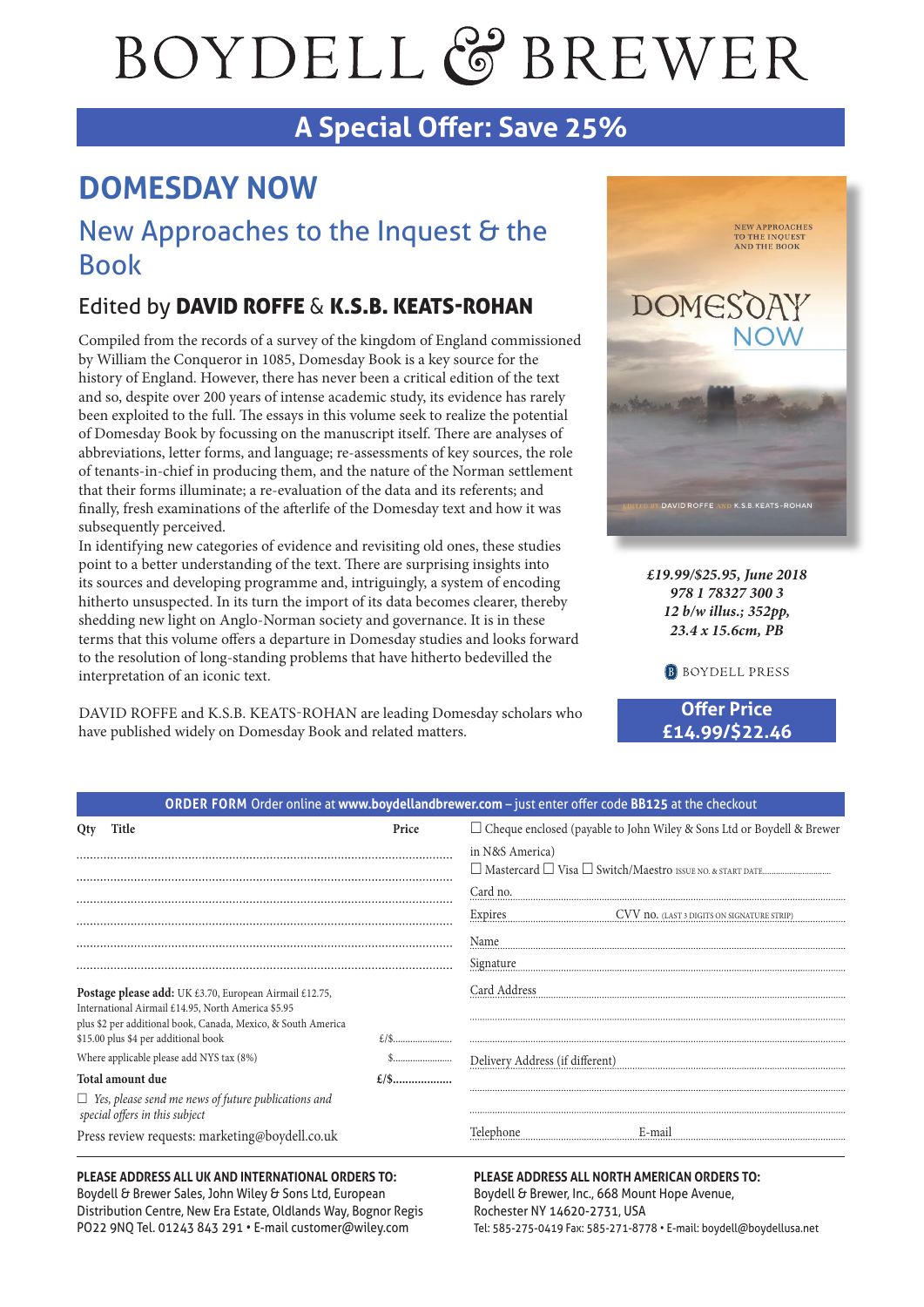# BOYDELL & BREWER

## A Special Offer: Save 25%

# DOMESDAY NOW

## New Approaches to the Inquest & the Book

### Edited by DAVID ROFFE & K.S.B. KEATS-ROHAN

Compiled from the records of a survey of the kingdom of England commissioned by William the Conqueror in 1085, Domesday Book is a key source for the history of England. However, there has never been a critical edition of the text and so, despite over 200 years of intense academic study, its evidence has rarely been exploited to the full. The essays in this volume seek to realize the potential of Domesday Book by focussing on the manuscript itself. There are analyses of abbreviations, letter forms, and language; re-assessments of key sources, the role of tenants-in-chief in producing them, and the nature of the Norman settlement that their forms illuminate; a re-evaluation of the data and its referents; and finally, fresh examinations of the afterlife of the Domesday text and how it was subsequently perceived.

In identifying new categories of evidence and revisiting old ones, these studies point to a better understanding of the text. There are surprising insights into its sources and developing programme and, intriguingly, a system of encoding hitherto unsuspected. In its turn the import of its data becomes clearer, thereby shedding new light on Anglo-Norman society and governance. It is in these terms that this volume offers a departure in Domesday studies and looks forward to the resolution of long-standing problems that have hitherto bedevilled the interpretation of an iconic text.

DAVID ROFFE and K.S.B. KEATS-ROHAN are leading Domesday scholars who have published widely on Domesday Book and related matters.

*£19.99/$25.95, June 2018*
*978 1 78327 300 3*
*12 b/w illus.; 352pp,*
*23.4 x 15.6cm, PB*

BOYDELL PRESS

**Offer Price**
**£14.99/$22.46**

---

**ORDER FORM** Order online at **www.boydellandbrewer.com** – just enter offer code **BB125** at the checkout

| Qty | Title | Price |
|---|---|---|
| ........ | ........................................................................ | |
| ........ | ........................................................................ | |
| ........ | ........................................................................ | |
| ........ | ........................................................................ | |
| ........ | ........................................................................ | |
| ........ | ........................................................................ | |

**Postage please add:** UK £3.70, European Airmail £12.75, International Airmail £14.95, North America $5.95 plus $2 per additional book, Canada, Mexico, & South America $15.00 plus $4 per additional book  £/$.......................

Where applicable please add NYS tax (8%)  $.......................

**Total amount due**  **£/$..................**

☐ *Yes, please send me news of future publications and special offers in this subject*

Press review requests: marketing@boydell.co.uk

☐ Cheque enclosed (payable to John Wiley & Sons Ltd or Boydell & Brewer in N&S America)

☐ Mastercard ☐ Visa ☐ Switch/Maestro ISSUE NO. & START DATE..............................

Card no. ..........................................

Expires .................... CVV no. (LAST 3 DIGITS ON SIGNATURE STRIP) ....................

Name ..........................................

Signature ..........................................

Card Address ..........................................

..........................................

..........................................

Delivery Address (if different) ..........................................

..........................................

..........................................

Telephone .................... E-mail ....................

---

**PLEASE ADDRESS ALL UK AND INTERNATIONAL ORDERS TO:**
Boydell & Brewer Sales, John Wiley & Sons Ltd, European Distribution Centre, New Era Estate, Oldlands Way, Bognor Regis PO22 9NQ Tel. 01243 843 291 • E-mail customer@wiley.com

**PLEASE ADDRESS ALL NORTH AMERICAN ORDERS TO:**
Boydell & Brewer, Inc., 668 Mount Hope Avenue, Rochester NY 14620-2731, USA
Tel: 585-275-0419 Fax: 585-271-8778 • E-mail: boydell@boydellusa.net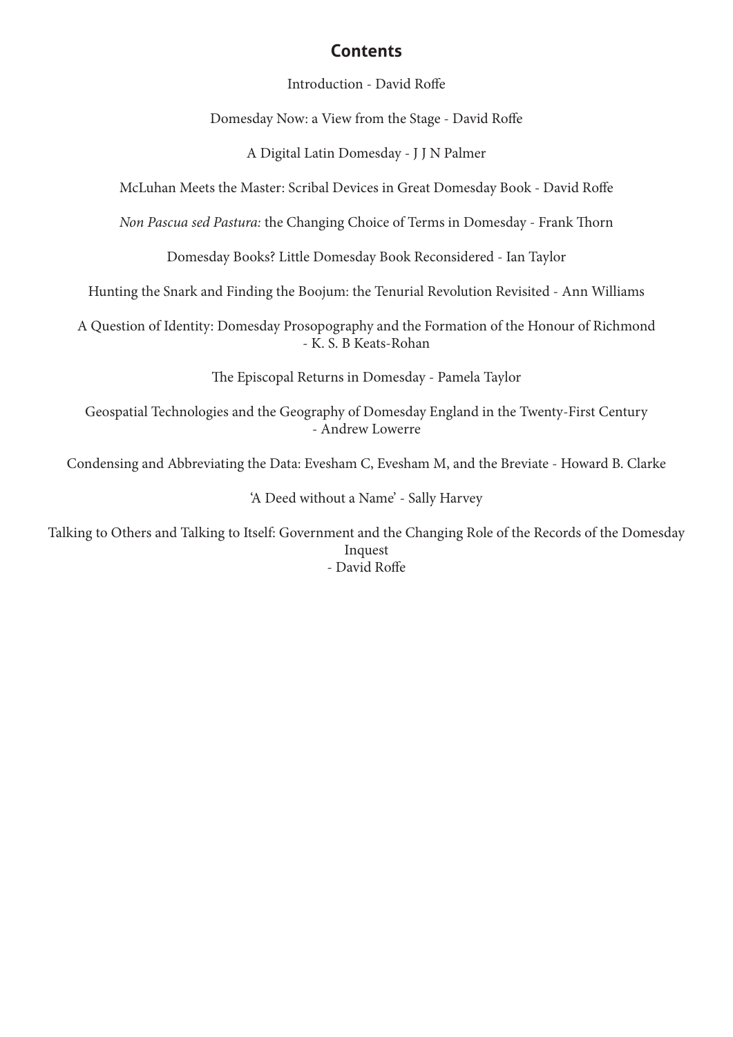## Contents

Introduction - David Roffe

Domesday Now: a View from the Stage - David Roffe

A Digital Latin Domesday - J J N Palmer

McLuhan Meets the Master: Scribal Devices in Great Domesday Book - David Roffe

*Non Pascua sed Pastura:* the Changing Choice of Terms in Domesday - Frank Thorn

Domesday Books? Little Domesday Book Reconsidered - Ian Taylor

Hunting the Snark and Finding the Boojum: the Tenurial Revolution Revisited - Ann Williams

A Question of Identity: Domesday Prosopography and the Formation of the Honour of Richmond - K. S. B Keats-Rohan

The Episcopal Returns in Domesday - Pamela Taylor

Geospatial Technologies and the Geography of Domesday England in the Twenty-First Century - Andrew Lowerre

Condensing and Abbreviating the Data: Evesham C, Evesham M, and the Breviate - Howard B. Clarke

'A Deed without a Name' - Sally Harvey

Talking to Others and Talking to Itself: Government and the Changing Role of the Records of the Domesday Inquest - David Roffe